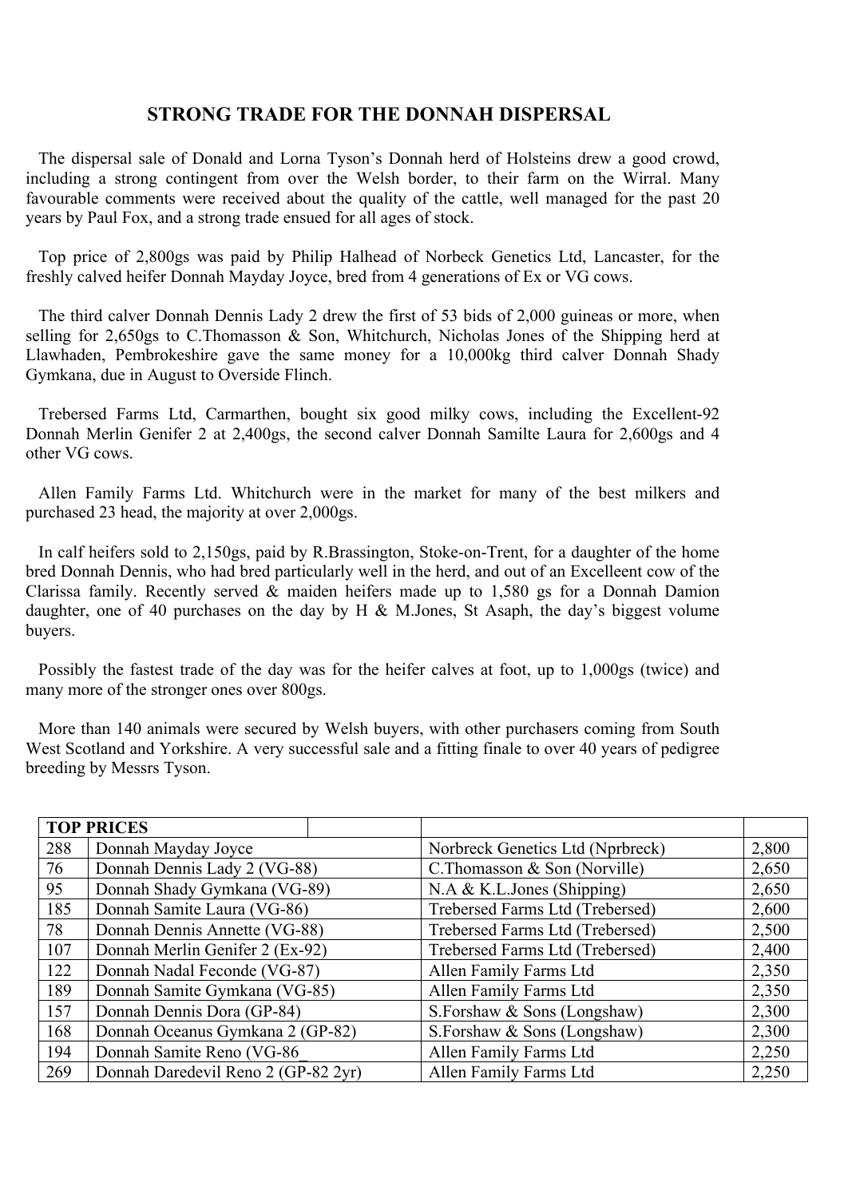# STRONG TRADE FOR THE DONNAH DISPERSAL

The dispersal sale of Donald and Lorna Tyson's Donnah herd of Holsteins drew a good crowd, including a strong contingent from over the Welsh border, to their farm on the Wirral. Many favourable comments were received about the quality of the cattle, well managed for the past 20 years by Paul Fox, and a strong trade ensued for all ages of stock.

Top price of 2,800gs was paid by Philip Halhead of Norbeck Genetics Ltd, Lancaster, for the freshly calved heifer Donnah Mayday Joyce, bred from 4 generations of Ex or VG cows.

The third calver Donnah Dennis Lady 2 drew the first of 53 bids of 2,000 guineas or more, when selling for 2,650gs to C.Thomasson & Son, Whitchurch, Nicholas Jones of the Shipping herd at Llawhaden, Pembrokeshire gave the same money for a 10,000kg third calver Donnah Shady Gymkana, due in August to Overside Flinch.

Trebersed Farms Ltd, Carmarthen, bought six good milky cows, including the Excellent-92 Donnah Merlin Genifer 2 at 2,400gs, the second calver Donnah Samilte Laura for 2,600gs and 4 other VG cows.

Allen Family Farms Ltd. Whitchurch were in the market for many of the best milkers and purchased 23 head, the majority at over 2,000gs.

In calf heifers sold to 2,150gs, paid by R.Brassington, Stoke-on-Trent, for a daughter of the home bred Donnah Dennis, who had bred particularly well in the herd, and out of an Excelleent cow of the Clarissa family. Recently served & maiden heifers made up to 1,580 gs for a Donnah Damion daughter, one of 40 purchases on the day by H & M.Jones, St Asaph, the day's biggest volume buyers.

Possibly the fastest trade of the day was for the heifer calves at foot, up to 1,000gs (twice) and many more of the stronger ones over 800gs.

More than 140 animals were secured by Welsh buyers, with other purchasers coming from South West Scotland and Yorkshire. A very successful sale and a fitting finale to over 40 years of pedigree breeding by Messrs Tyson.

| TOP PRICES | | | |
|---|---|---|---|
| 288 | Donnah Mayday Joyce | Norbreck Genetics Ltd (Nprbreck) | 2,800 |
| 76 | Donnah Dennis Lady 2 (VG-88) | C.Thomasson & Son (Norville) | 2,650 |
| 95 | Donnah Shady Gymkana (VG-89) | N.A & K.L.Jones (Shipping) | 2,650 |
| 185 | Donnah Samite Laura (VG-86) | Trebersed Farms Ltd (Trebersed) | 2,600 |
| 78 | Donnah Dennis Annette (VG-88) | Trebersed Farms Ltd (Trebersed) | 2,500 |
| 107 | Donnah Merlin Genifer 2 (Ex-92) | Trebersed Farms Ltd (Trebersed) | 2,400 |
| 122 | Donnah Nadal Feconde (VG-87) | Allen Family Farms Ltd | 2,350 |
| 189 | Donnah Samite Gymkana (VG-85) | Allen Family Farms Ltd | 2,350 |
| 157 | Donnah Dennis Dora (GP-84) | S.Forshaw & Sons (Longshaw) | 2,300 |
| 168 | Donnah Oceanus Gymkana 2 (GP-82) | S.Forshaw & Sons (Longshaw) | 2,300 |
| 194 | Donnah Samite Reno (VG-86_ | Allen Family Farms Ltd | 2,250 |
| 269 | Donnah Daredevil Reno 2 (GP-82 2yr) | Allen Family Farms Ltd | 2,250 |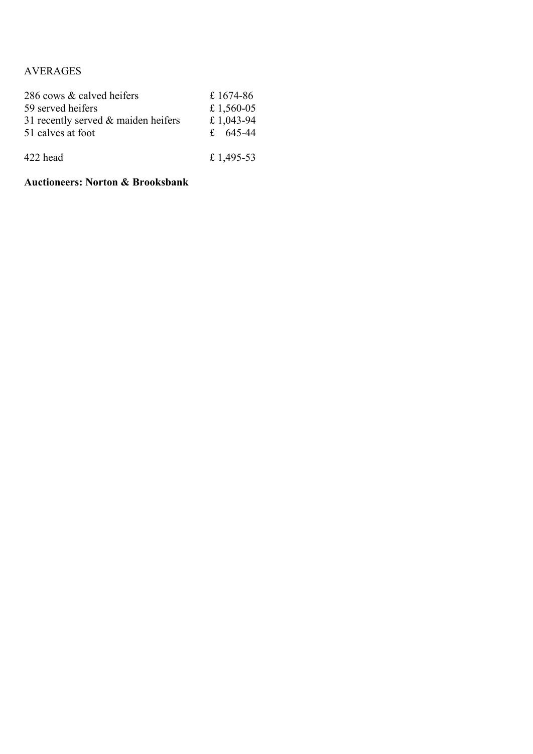AVERAGES

| | |
|---|---|
| 286 cows & calved heifers | £ 1674-86 |
| 59 served heifers | £ 1,560-05 |
| 31 recently served & maiden heifers | £ 1,043-94 |
| 51 calves at foot | £ 645-44 |
| | |
| 422 head | £ 1,495-53 |

**Auctioneers: Norton & Brooksbank**